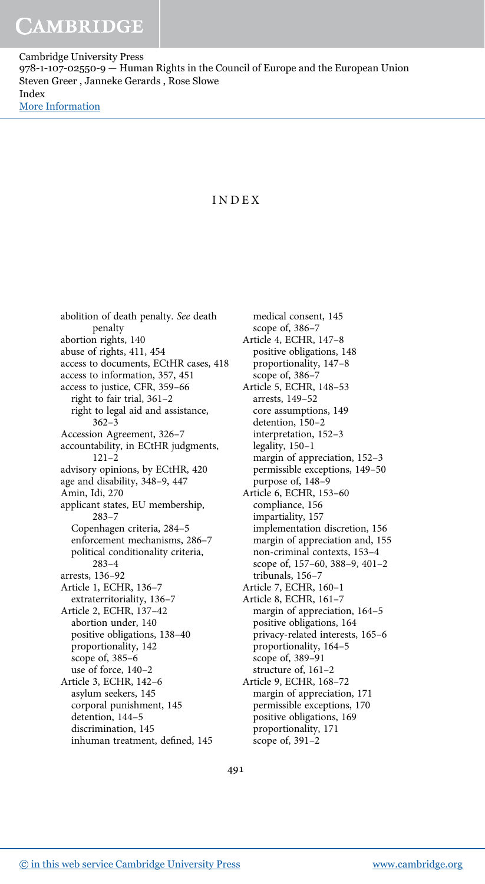# INDEX

abolition of death penalty. *See* death penalty
abortion rights, 140
abuse of rights, 411, 454
access to documents, ECtHR cases, 418
access to information, 357, 451
access to justice, CFR, 359–66
  right to fair trial, 361–2
  right to legal aid and assistance, 362–3
Accession Agreement, 326–7
accountability, in ECtHR judgments, 121–2
advisory opinions, by ECtHR, 420
age and disability, 348–9, 447
Amin, Idi, 270
applicant states, EU membership, 283–7
  Copenhagen criteria, 284–5
  enforcement mechanisms, 286–7
  political conditionality criteria, 283–4
arrests, 136–92
Article 1, ECHR, 136–7
  extraterritoriality, 136–7
Article 2, ECHR, 137–42
  abortion under, 140
  positive obligations, 138–40
  proportionality, 142
  scope of, 385–6
  use of force, 140–2
Article 3, ECHR, 142–6
  asylum seekers, 145
  corporal punishment, 145
  detention, 144–5
  discrimination, 145
  inhuman treatment, defined, 145
  medical consent, 145
  scope of, 386–7
Article 4, ECHR, 147–8
  positive obligations, 148
  proportionality, 147–8
  scope of, 386–7
Article 5, ECHR, 148–53
  arrests, 149–52
  core assumptions, 149
  detention, 150–2
  interpretation, 152–3
  legality, 150–1
  margin of appreciation, 152–3
  permissible exceptions, 149–50
  purpose of, 148–9
Article 6, ECHR, 153–60
  compliance, 156
  impartiality, 157
  implementation discretion, 156
  margin of appreciation and, 155
  non-criminal contexts, 153–4
  scope of, 157–60, 388–9, 401–2
  tribunals, 156–7
Article 7, ECHR, 160–1
Article 8, ECHR, 161–7
  margin of appreciation, 164–5
  positive obligations, 164
  privacy-related interests, 165–6
  proportionality, 164–5
  scope of, 389–91
  structure of, 161–2
Article 9, ECHR, 168–72
  margin of appreciation, 171
  permissible exceptions, 170
  positive obligations, 169
  proportionality, 171
  scope of, 391–2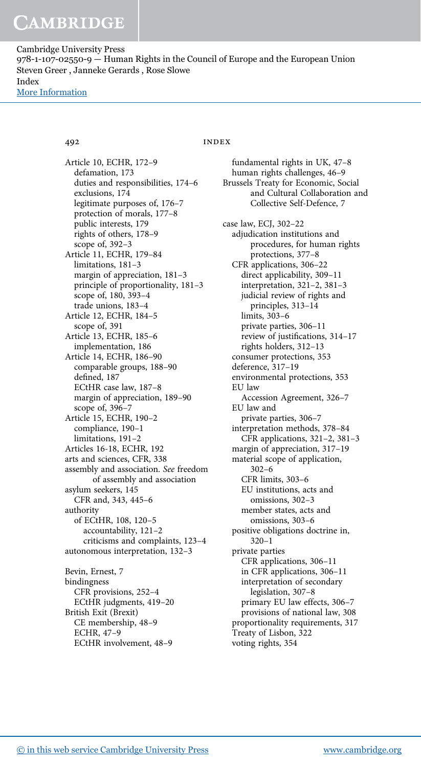Article 10, ECHR, 172–9
  defamation, 173
  duties and responsibilities, 174–6
  exclusions, 174
  legitimate purposes of, 176–7
  protection of morals, 177–8
  public interests, 179
  rights of others, 178–9
  scope of, 392–3
Article 11, ECHR, 179–84
  limitations, 181–3
  margin of appreciation, 181–3
  principle of proportionality, 181–3
  scope of, 180, 393–4
  trade unions, 183–4
Article 12, ECHR, 184–5
  scope of, 391
Article 13, ECHR, 185–6
  implementation, 186
Article 14, ECHR, 186–90
  comparable groups, 188–90
  defined, 187
  ECtHR case law, 187–8
  margin of appreciation, 189–90
  scope of, 396–7
Article 15, ECHR, 190–2
  compliance, 190–1
  limitations, 191–2
Articles 16-18, ECHR, 192
arts and sciences, CFR, 338
assembly and association. *See* freedom of assembly and association
asylum seekers, 145
  CFR and, 343, 445–6
authority
  of ECtHR, 108, 120–5
    accountability, 121–2
    criticisms and complaints, 123–4
autonomous interpretation, 132–3

Bevin, Ernest, 7
bindingness
  CFR provisions, 252–4
  ECtHR judgments, 419–20
British Exit (Brexit)
  CE membership, 48–9
  ECHR, 47–9
  ECtHR involvement, 48–9
  fundamental rights in UK, 47–8
  human rights challenges, 46–9
Brussels Treaty for Economic, Social and Cultural Collaboration and Collective Self-Defence, 7

case law, ECJ, 302–22
  adjudication institutions and procedures, for human rights protections, 377–8
  CFR applications, 306–22
    direct applicability, 309–11
    interpretation, 321–2, 381–3
    judicial review of rights and principles, 313–14
    limits, 303–6
    private parties, 306–11
    review of justifications, 314–17
    rights holders, 312–13
  consumer protections, 353
  deference, 317–19
  environmental protections, 353
  EU law
    Accession Agreement, 326–7
  EU law and
    private parties, 306–7
  interpretation methods, 378–84
    CFR applications, 321–2, 381–3
  margin of appreciation, 317–19
  material scope of application, 302–6
    CFR limits, 303–6
    EU institutions, acts and omissions, 302–3
    member states, acts and omissions, 303–6
  positive obligations doctrine in, 320–1
  private parties
    CFR applications, 306–11
    in CFR applications, 306–11
    interpretation of secondary legislation, 307–8
    primary EU law effects, 306–7
    provisions of national law, 308
  proportionality requirements, 317
  Treaty of Lisbon, 322
  voting rights, 354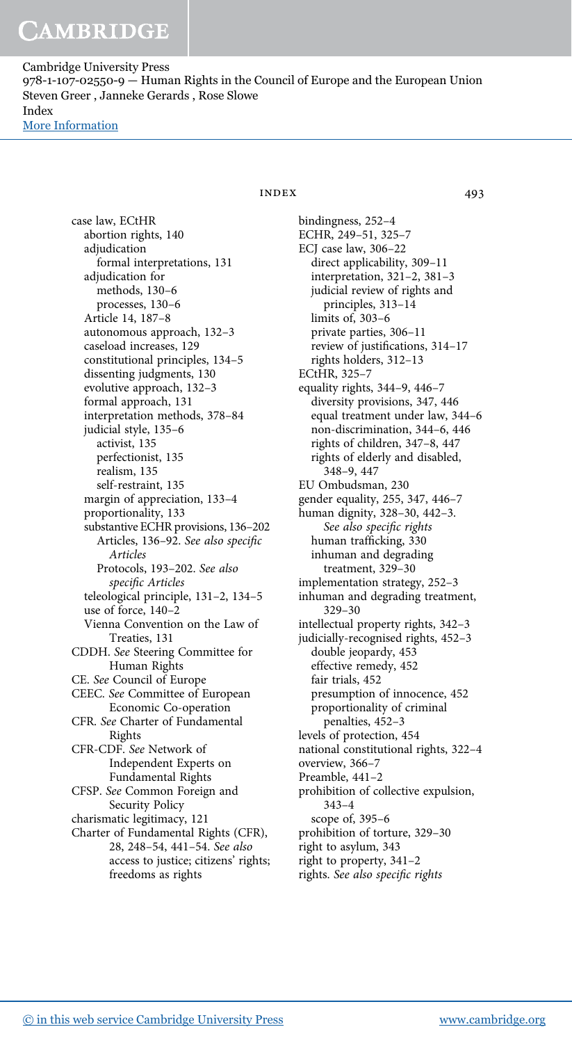case law, ECtHR
  abortion rights, 140
  adjudication
    formal interpretations, 131
  adjudication for
    methods, 130–6
    processes, 130–6
  Article 14, 187–8
  autonomous approach, 132–3
  caseload increases, 129
  constitutional principles, 134–5
  dissenting judgments, 130
  evolutive approach, 132–3
  formal approach, 131
  interpretation methods, 378–84
  judicial style, 135–6
    activist, 135
    perfectionist, 135
    realism, 135
    self-restraint, 135
  margin of appreciation, 133–4
  proportionality, 133
  substantive ECHR provisions, 136–202
    Articles, 136–92. *See also specific Articles*
    Protocols, 193–202. *See also specific Articles*
  teleological principle, 131–2, 134–5
  use of force, 140–2
  Vienna Convention on the Law of Treaties, 131
CDDH. *See* Steering Committee for Human Rights
CE. *See* Council of Europe
CEEC. *See* Committee of European Economic Co-operation
CFR. *See* Charter of Fundamental Rights
CFR-CDF. *See* Network of Independent Experts on Fundamental Rights
CFSP. *See* Common Foreign and Security Policy
charismatic legitimacy, 121
Charter of Fundamental Rights (CFR), 28, 248–54, 441–54. *See also* access to justice; citizens' rights; freedoms as rights
  bindingness, 252–4
  ECHR, 249–51, 325–7
  ECJ case law, 306–22
    direct applicability, 309–11
    interpretation, 321–2, 381–3
    judicial review of rights and principles, 313–14
    limits of, 303–6
    private parties, 306–11
    review of justifications, 314–17
    rights holders, 312–13
  ECtHR, 325–7
  equality rights, 344–9, 446–7
    diversity provisions, 347, 446
    equal treatment under law, 344–6
    non-discrimination, 344–6, 446
    rights of children, 347–8, 447
    rights of elderly and disabled, 348–9, 447
  EU Ombudsman, 230
  gender equality, 255, 347, 446–7
  human dignity, 328–30, 442–3. *See also specific rights*
    human trafficking, 330
    inhuman and degrading treatment, 329–30
  implementation strategy, 252–3
  inhuman and degrading treatment, 329–30
  intellectual property rights, 342–3
  judicially-recognised rights, 452–3
    double jeopardy, 453
    effective remedy, 452
    fair trials, 452
    presumption of innocence, 452
    proportionality of criminal penalties, 452–3
  levels of protection, 454
  national constitutional rights, 322–4
  overview, 366–7
  Preamble, 441–2
  prohibition of collective expulsion, 343–4
    scope of, 395–6
  prohibition of torture, 329–30
  right to asylum, 343
  right to property, 341–2
  rights. *See also specific rights*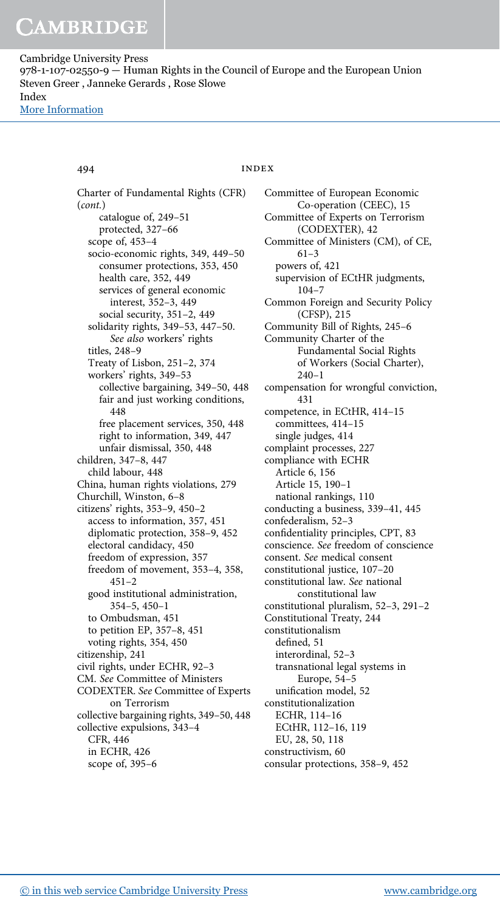Charter of Fundamental Rights (CFR) (*cont.*)
- catalogue of, 249–51
- protected, 327–66
- scope of, 453–4
- socio-economic rights, 349, 449–50
  - consumer protections, 353, 450
  - health care, 352, 449
  - services of general economic interest, 352–3, 449
  - social security, 351–2, 449
- solidarity rights, 349–53, 447–50. *See also* workers' rights
- titles, 248–9
- Treaty of Lisbon, 251–2, 374
- workers' rights, 349–53
  - collective bargaining, 349–50, 448
  - fair and just working conditions, 448
  - free placement services, 350, 448
  - right to information, 349, 447
  - unfair dismissal, 350, 448

children, 347–8, 447
- child labour, 448

China, human rights violations, 279

Churchill, Winston, 6–8

citizens' rights, 353–9, 450–2
- access to information, 357, 451
- diplomatic protection, 358–9, 452
- electoral candidacy, 450
- freedom of expression, 357
- freedom of movement, 353–4, 358, 451–2
- good institutional administration, 354–5, 450–1
- to Ombudsman, 451
- to petition EP, 357–8, 451
- voting rights, 354, 450

citizenship, 241

civil rights, under ECHR, 92–3

CM. *See* Committee of Ministers

CODEXTER. *See* Committee of Experts on Terrorism

collective bargaining rights, 349–50, 448

collective expulsions, 343–4
- CFR, 446
- in ECHR, 426
- scope of, 395–6

Committee of European Economic Co-operation (CEEC), 15

Committee of Experts on Terrorism (CODEXTER), 42

Committee of Ministers (CM), of CE, 61–3
- powers of, 421
- supervision of ECtHR judgments, 104–7

Common Foreign and Security Policy (CFSP), 215

Community Bill of Rights, 245–6

Community Charter of the Fundamental Social Rights of Workers (Social Charter), 240–1

compensation for wrongful conviction, 431

competence, in ECtHR, 414–15
- committees, 414–15
- single judges, 414

complaint processes, 227

compliance with ECHR
- Article 6, 156
- Article 15, 190–1
- national rankings, 110

conducting a business, 339–41, 445

confederalism, 52–3

confidentiality principles, CPT, 83

conscience. *See* freedom of conscience

consent. *See* medical consent

constitutional justice, 107–20

constitutional law. *See* national constitutional law

constitutional pluralism, 52–3, 291–2

Constitutional Treaty, 244

constitutionalism
- defined, 51
- interordinal, 52–3
- transnational legal systems in Europe, 54–5
- unification model, 52

constitutionalization
- ECHR, 114–16
- ECtHR, 112–16, 119
- EU, 28, 50, 118

constructivism, 60

consular protections, 358–9, 452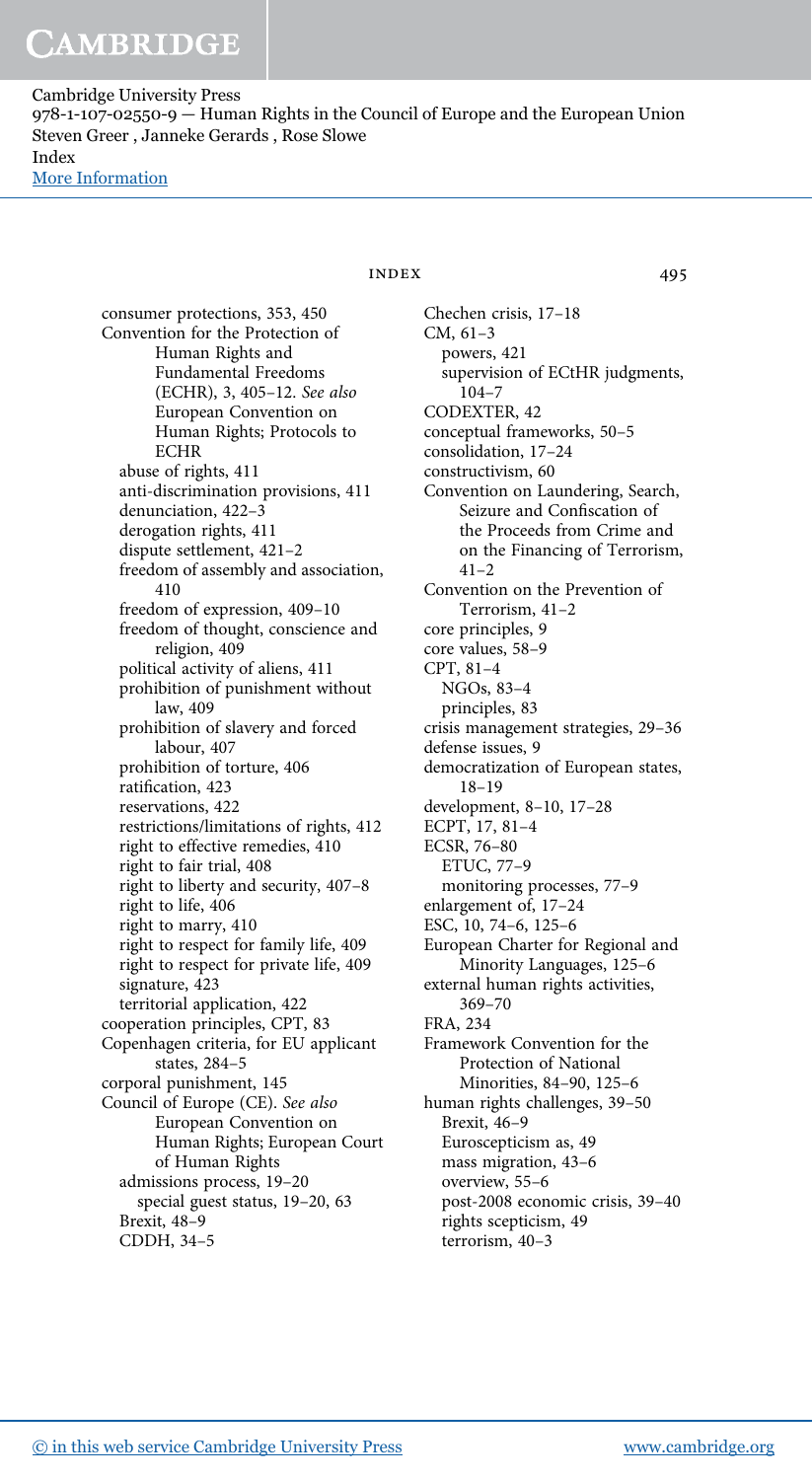consumer protections, 353, 450
Convention for the Protection of Human Rights and Fundamental Freedoms (ECHR), 3, 405–12. *See also* European Convention on Human Rights; Protocols to ECHR
  abuse of rights, 411
  anti-discrimination provisions, 411
  denunciation, 422–3
  derogation rights, 411
  dispute settlement, 421–2
  freedom of assembly and association, 410
  freedom of expression, 409–10
  freedom of thought, conscience and religion, 409
  political activity of aliens, 411
  prohibition of punishment without law, 409
  prohibition of slavery and forced labour, 407
  prohibition of torture, 406
  ratification, 423
  reservations, 422
  restrictions/limitations of rights, 412
  right to effective remedies, 410
  right to fair trial, 408
  right to liberty and security, 407–8
  right to life, 406
  right to marry, 410
  right to respect for family life, 409
  right to respect for private life, 409
  signature, 423
  territorial application, 422
cooperation principles, CPT, 83
Copenhagen criteria, for EU applicant states, 284–5
corporal punishment, 145
Council of Europe (CE). *See also* European Convention on Human Rights; European Court of Human Rights
  admissions process, 19–20
    special guest status, 19–20, 63
  Brexit, 48–9
  CDDH, 34–5
  Chechen crisis, 17–18
  CM, 61–3
    powers, 421
    supervision of ECtHR judgments, 104–7
  CODEXTER, 42
  conceptual frameworks, 50–5
  consolidation, 17–24
  constructivism, 60
  Convention on Laundering, Search, Seizure and Confiscation of the Proceeds from Crime and on the Financing of Terrorism, 41–2
  Convention on the Prevention of Terrorism, 41–2
  core principles, 9
  core values, 58–9
  CPT, 81–4
    NGOs, 83–4
    principles, 83
  crisis management strategies, 29–36
  defense issues, 9
  democratization of European states, 18–19
  development, 8–10, 17–28
  ECPT, 17, 81–4
  ECSR, 76–80
    ETUC, 77–9
    monitoring processes, 77–9
  enlargement of, 17–24
  ESC, 10, 74–6, 125–6
  European Charter for Regional and Minority Languages, 125–6
  external human rights activities, 369–70
  FRA, 234
  Framework Convention for the Protection of National Minorities, 84–90, 125–6
  human rights challenges, 39–50
    Brexit, 46–9
    Euroscepticism as, 49
    mass migration, 43–6
    overview, 55–6
    post-2008 economic crisis, 39–40
    rights scepticism, 49
    terrorism, 40–3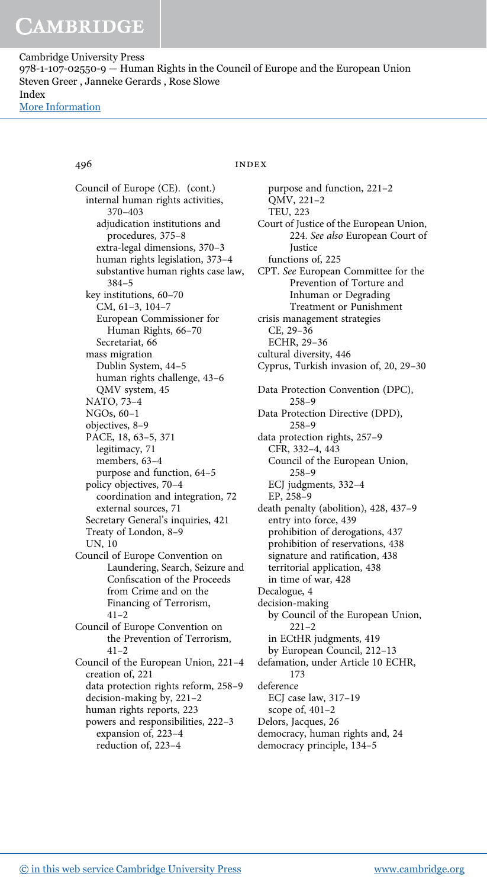Council of Europe (CE). (cont.)
- internal human rights activities, 370–403
  - adjudication institutions and procedures, 375–8
  - extra-legal dimensions, 370–3
  - human rights legislation, 373–4
  - substantive human rights case law, 384–5
- key institutions, 60–70
  - CM, 61–3, 104–7
  - European Commissioner for Human Rights, 66–70
  - Secretariat, 66
- mass migration
  - Dublin System, 44–5
  - human rights challenge, 43–6
  - QMV system, 45
- NATO, 73–4
- NGOs, 60–1
- objectives, 8–9
- PACE, 18, 63–5, 371
  - legitimacy, 71
  - members, 63–4
  - purpose and function, 64–5
- policy objectives, 70–4
  - coordination and integration, 72
  - external sources, 71
- Secretary General's inquiries, 421
- Treaty of London, 8–9
- UN, 10

Council of Europe Convention on Laundering, Search, Seizure and Confiscation of the Proceeds from Crime and on the Financing of Terrorism, 41–2

Council of Europe Convention on the Prevention of Terrorism, 41–2

Council of the European Union, 221–4
- creation of, 221
- data protection rights reform, 258–9
- decision-making by, 221–2
- human rights reports, 223
- powers and responsibilities, 222–3
  - expansion of, 223–4
  - reduction of, 223–4
- purpose and function, 221–2
- QMV, 221–2
- TEU, 223

Court of Justice of the European Union, 224. *See also* European Court of Justice
- functions of, 225

CPT. *See* European Committee for the Prevention of Torture and Inhuman or Degrading Treatment or Punishment

crisis management strategies
- CE, 29–36
- ECHR, 29–36

cultural diversity, 446

Cyprus, Turkish invasion of, 20, 29–30

Data Protection Convention (DPC), 258–9

Data Protection Directive (DPD), 258–9

data protection rights, 257–9
- CFR, 332–4, 443
- Council of the European Union, 258–9
- ECJ judgments, 332–4
- EP, 258–9

death penalty (abolition), 428, 437–9
- entry into force, 439
- prohibition of derogations, 437
- prohibition of reservations, 438
- signature and ratification, 438
- territorial application, 438
- in time of war, 428

Decalogue, 4

decision-making
- by Council of the European Union, 221–2
- in ECtHR judgments, 419
- by European Council, 212–13

defamation, under Article 10 ECHR, 173

deference
- ECJ case law, 317–19
- scope of, 401–2

Delors, Jacques, 26

democracy, human rights and, 24

democracy principle, 134–5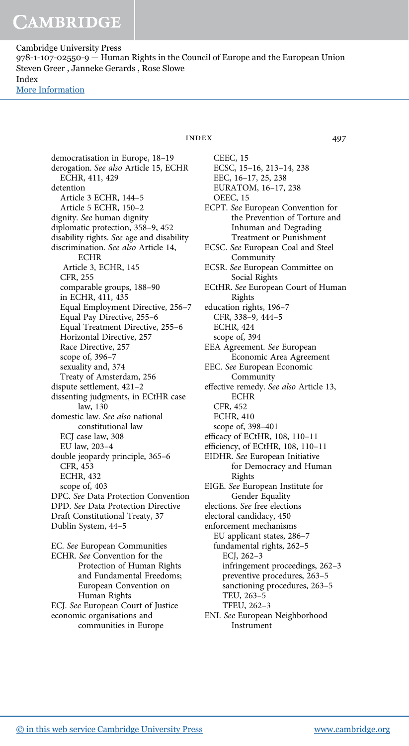democratisation in Europe, 18–19
derogation. *See also* Article 15, ECHR
  ECHR, 411, 429
detention
  Article 3 ECHR, 144–5
  Article 5 ECHR, 150–2
dignity. *See* human dignity
diplomatic protection, 358–9, 452
disability rights. *See* age and disability
discrimination. *See also* Article 14, ECHR
  Article 3, ECHR, 145
  CFR, 255
  comparable groups, 188–90
  in ECHR, 411, 435
  Equal Employment Directive, 256–7
  Equal Pay Directive, 255–6
  Equal Treatment Directive, 255–6
  Horizontal Directive, 257
  Race Directive, 257
  scope of, 396–7
  sexuality and, 374
  Treaty of Amsterdam, 256
dispute settlement, 421–2
dissenting judgments, in ECtHR case law, 130
domestic law. *See also* national constitutional law
  ECJ case law, 308
  EU law, 203–4
double jeopardy principle, 365–6
  CFR, 453
  ECHR, 432
  scope of, 403
DPC. *See* Data Protection Convention
DPD. *See* Data Protection Directive
Draft Constitutional Treaty, 37
Dublin System, 44–5

EC. *See* European Communities
ECHR. *See* Convention for the Protection of Human Rights and Fundamental Freedoms; European Convention on Human Rights
ECJ. *See* European Court of Justice
economic organisations and communities in Europe
  CEEC, 15
  ECSC, 15–16, 213–14, 238
  EEC, 16–17, 25, 238
  EURATOM, 16–17, 238
  OEEC, 15
ECPT. *See* European Convention for the Prevention of Torture and Inhuman and Degrading Treatment or Punishment
ECSC. *See* European Coal and Steel Community
ECSR. *See* European Committee on Social Rights
ECtHR. *See* European Court of Human Rights
education rights, 196–7
  CFR, 338–9, 444–5
  ECHR, 424
  scope of, 394
EEA Agreement. *See* European Economic Area Agreement
EEC. *See* European Economic Community
effective remedy. *See also* Article 13, ECHR
  CFR, 452
  ECHR, 410
  scope of, 398–401
efficacy of ECtHR, 108, 110–11
efficiency, of ECtHR, 108, 110–11
EIDHR. *See* European Initiative for Democracy and Human Rights
EIGE. *See* European Institute for Gender Equality
elections. *See* free elections
electoral candidacy, 450
enforcement mechanisms
  EU applicant states, 286–7
  fundamental rights, 262–5
    ECJ, 262–3
    infringement proceedings, 262–3
    preventive procedures, 263–5
    sanctioning procedures, 263–5
    TEU, 263–5
    TFEU, 262–3
ENI. *See* European Neighborhood Instrument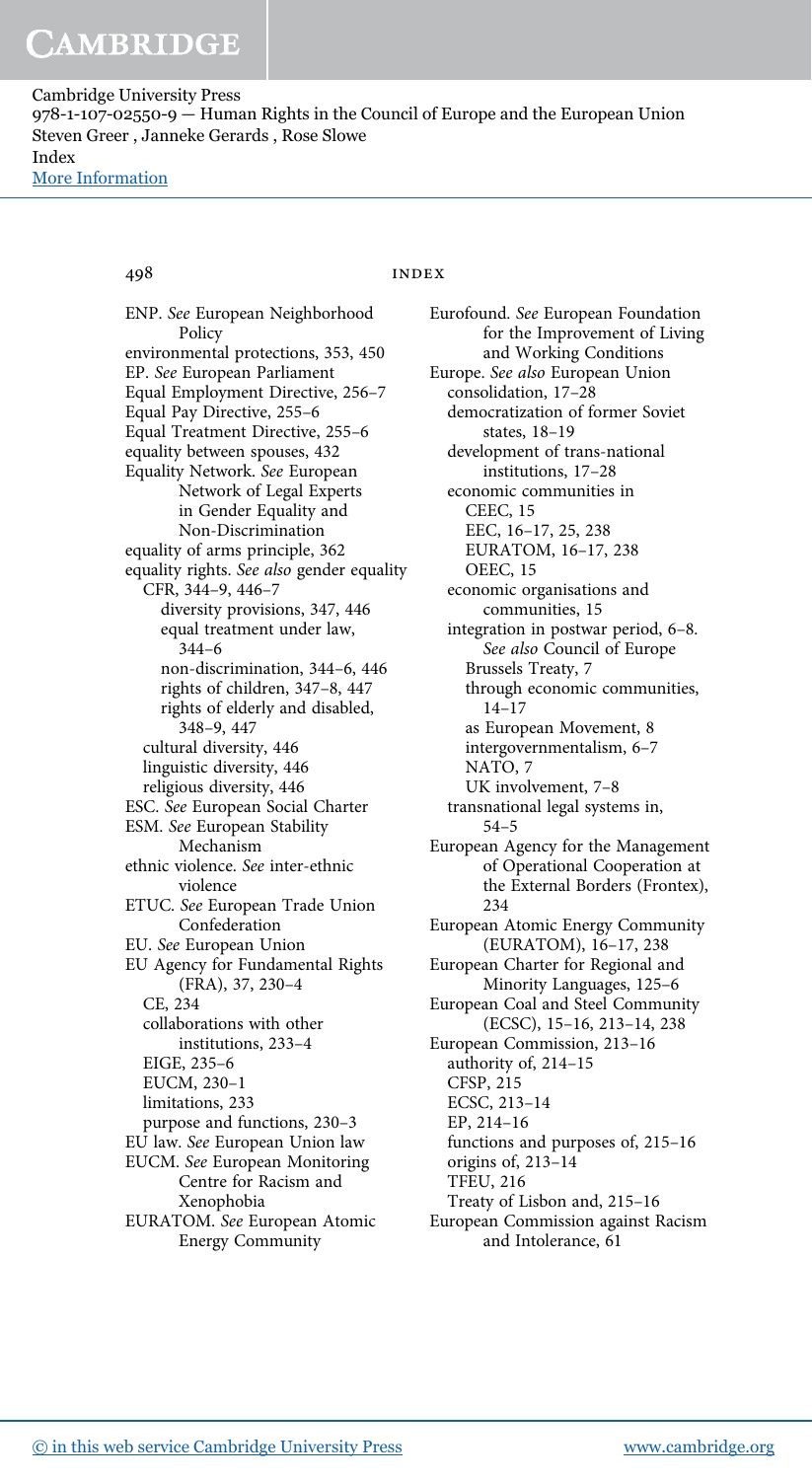ENP. *See* European Neighborhood Policy
environmental protections, 353, 450
EP. *See* European Parliament
Equal Employment Directive, 256–7
Equal Pay Directive, 255–6
Equal Treatment Directive, 255–6
equality between spouses, 432
Equality Network. *See* European Network of Legal Experts in Gender Equality and Non-Discrimination
equality of arms principle, 362
equality rights. *See also* gender equality
- CFR, 344–9, 446–7
  - diversity provisions, 347, 446
  - equal treatment under law, 344–6
  - non-discrimination, 344–6, 446
  - rights of children, 347–8, 447
  - rights of elderly and disabled, 348–9, 447
- cultural diversity, 446
- linguistic diversity, 446
- religious diversity, 446

ESC. *See* European Social Charter
ESM. *See* European Stability Mechanism
ethnic violence. *See* inter-ethnic violence
ETUC. *See* European Trade Union Confederation
EU. *See* European Union
EU Agency for Fundamental Rights (FRA), 37, 230–4
- CE, 234
- collaborations with other institutions, 233–4
- EIGE, 235–6
- EUCM, 230–1
- limitations, 233
- purpose and functions, 230–3

EU law. *See* European Union law
EUCM. *See* European Monitoring Centre for Racism and Xenophobia
EURATOM. *See* European Atomic Energy Community
Eurofound. *See* European Foundation for the Improvement of Living and Working Conditions
Europe. *See also* European Union
- consolidation, 17–28
- democratization of former Soviet states, 18–19
- development of trans-national institutions, 17–28
- economic communities in
  - CEEC, 15
  - EEC, 16–17, 25, 238
  - EURATOM, 16–17, 238
  - OEEC, 15
- economic organisations and communities, 15
- integration in postwar period, 6–8. *See also* Council of Europe
  - Brussels Treaty, 7
  - through economic communities, 14–17
  - as European Movement, 8
  - intergovernmentalism, 6–7
  - NATO, 7
  - UK involvement, 7–8
- transnational legal systems in, 54–5

European Agency for the Management of Operational Cooperation at the External Borders (Frontex), 234
European Atomic Energy Community (EURATOM), 16–17, 238
European Charter for Regional and Minority Languages, 125–6
European Coal and Steel Community (ECSC), 15–16, 213–14, 238
European Commission, 213–16
- authority of, 214–15
- CFSP, 215
- ECSC, 213–14
- EP, 214–16
- functions and purposes of, 215–16
- origins of, 213–14
- TFEU, 216
- Treaty of Lisbon and, 215–16

European Commission against Racism and Intolerance, 61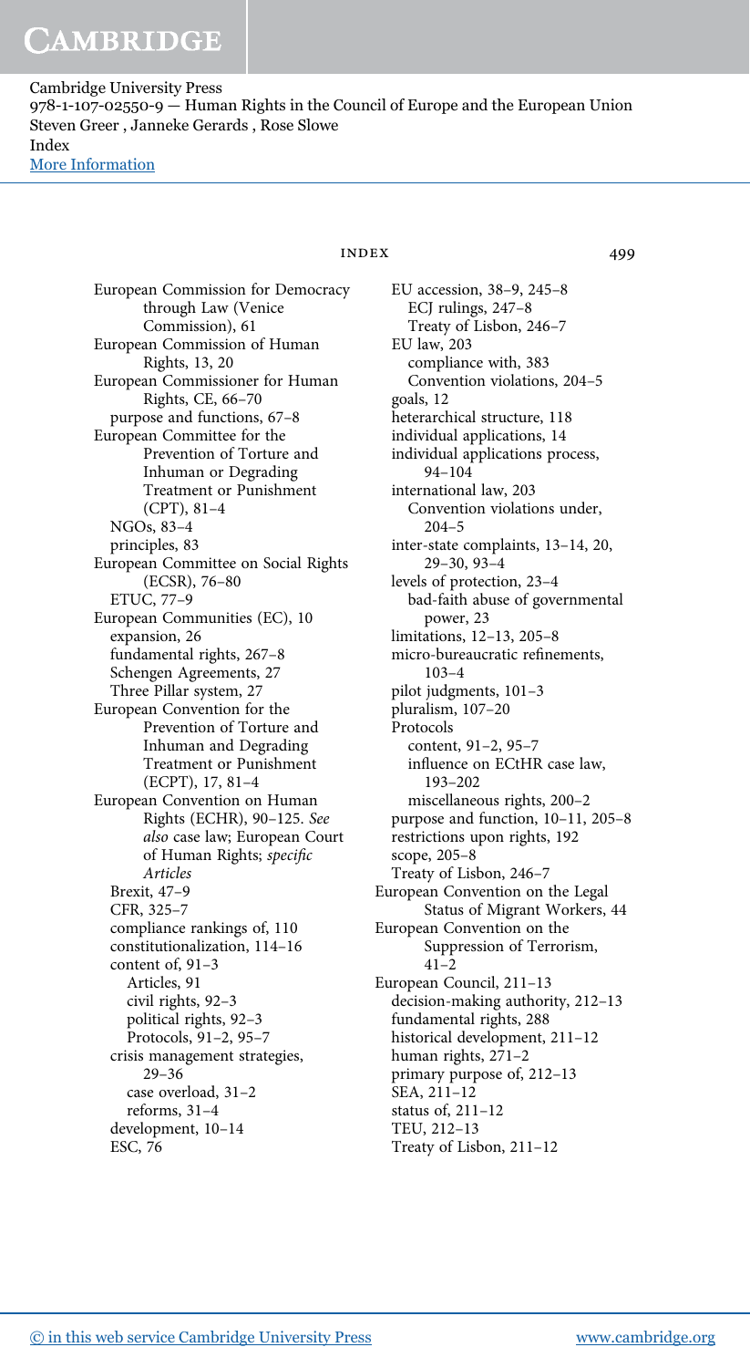European Commission for Democracy through Law (Venice Commission), 61
European Commission of Human Rights, 13, 20
European Commissioner for Human Rights, CE, 66–70
  purpose and functions, 67–8
European Committee for the Prevention of Torture and Inhuman or Degrading Treatment or Punishment (CPT), 81–4
  NGOs, 83–4
  principles, 83
European Committee on Social Rights (ECSR), 76–80
  ETUC, 77–9
European Communities (EC), 10
  expansion, 26
  fundamental rights, 267–8
  Schengen Agreements, 27
  Three Pillar system, 27
European Convention for the Prevention of Torture and Inhuman and Degrading Treatment or Punishment (ECPT), 17, 81–4
European Convention on Human Rights (ECHR), 90–125. *See also* case law; European Court of Human Rights; *specific Articles*
  Brexit, 47–9
  CFR, 325–7
  compliance rankings of, 110
  constitutionalization, 114–16
  content of, 91–3
    Articles, 91
    civil rights, 92–3
    political rights, 92–3
    Protocols, 91–2, 95–7
  crisis management strategies, 29–36
    case overload, 31–2
    reforms, 31–4
  development, 10–14
  ESC, 76
  EU accession, 38–9, 245–8
    ECJ rulings, 247–8
    Treaty of Lisbon, 246–7
  EU law, 203
    compliance with, 383
    Convention violations, 204–5
  goals, 12
  heterarchical structure, 118
  individual applications, 14
  individual applications process, 94–104
  international law, 203
    Convention violations under, 204–5
  inter-state complaints, 13–14, 20, 29–30, 93–4
  levels of protection, 23–4
    bad-faith abuse of governmental power, 23
  limitations, 12–13, 205–8
  micro-bureaucratic refinements, 103–4
  pilot judgments, 101–3
  pluralism, 107–20
  Protocols
    content, 91–2, 95–7
    influence on ECtHR case law, 193–202
    miscellaneous rights, 200–2
  purpose and function, 10–11, 205–8
  restrictions upon rights, 192
  scope, 205–8
  Treaty of Lisbon, 246–7
European Convention on the Legal Status of Migrant Workers, 44
European Convention on the Suppression of Terrorism, 41–2
European Council, 211–13
  decision-making authority, 212–13
  fundamental rights, 288
  historical development, 211–12
  human rights, 271–2
  primary purpose of, 212–13
  SEA, 211–12
  status of, 211–12
  TEU, 212–13
  Treaty of Lisbon, 211–12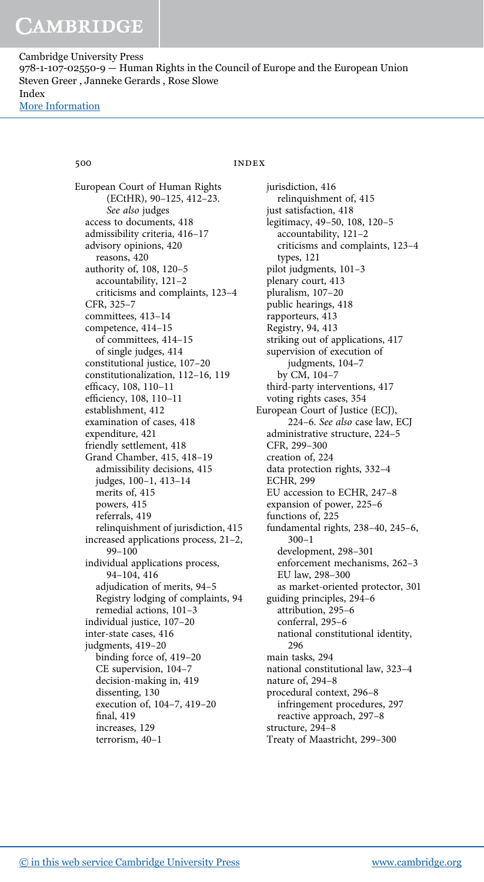European Court of Human Rights (ECtHR), 90–125, 412–23. *See also* judges
- access to documents, 418
- admissibility criteria, 416–17
- advisory opinions, 420
  - reasons, 420
- authority of, 108, 120–5
  - accountability, 121–2
  - criticisms and complaints, 123–4
- CFR, 325–7
- committees, 413–14
- competence, 414–15
  - of committees, 414–15
  - of single judges, 414
- constitutional justice, 107–20
- constitutionalization, 112–16, 119
- efficacy, 108, 110–11
- efficiency, 108, 110–11
- establishment, 412
- examination of cases, 418
- expenditure, 421
- friendly settlement, 418
- Grand Chamber, 415, 418–19
  - admissibility decisions, 415
  - judges, 100–1, 413–14
  - merits of, 415
  - powers, 415
  - referrals, 419
  - relinquishment of jurisdiction, 415
- increased applications process, 21–2, 99–100
- individual applications process, 94–104, 416
  - adjudication of merits, 94–5
  - Registry lodging of complaints, 94
  - remedial actions, 101–3
- individual justice, 107–20
- inter-state cases, 416
- judgments, 419–20
  - binding force of, 419–20
  - CE supervision, 104–7
  - decision-making in, 419
  - dissenting, 130
  - execution of, 104–7, 419–20
  - final, 419
  - increases, 129
  - terrorism, 40–1
- jurisdiction, 416
  - relinquishment of, 415
- just satisfaction, 418
- legitimacy, 49–50, 108, 120–5
  - accountability, 121–2
  - criticisms and complaints, 123–4
  - types, 121
- pilot judgments, 101–3
- plenary court, 413
- pluralism, 107–20
- public hearings, 418
- rapporteurs, 413
- Registry, 94, 413
- striking out of applications, 417
- supervision of execution of judgments, 104–7
  - by CM, 104–7
- third-party interventions, 417
- voting rights cases, 354

European Court of Justice (ECJ), 224–6. *See also* case law, ECJ
- administrative structure, 224–5
- CFR, 299–300
- creation of, 224
- data protection rights, 332–4
- ECHR, 299
- EU accession to ECHR, 247–8
- expansion of power, 225–6
- functions of, 225
- fundamental rights, 238–40, 245–6, 300–1
  - development, 298–301
  - enforcement mechanisms, 262–3
  - EU law, 298–300
  - as market-oriented protector, 301
- guiding principles, 294–6
  - attribution, 295–6
  - conferral, 295–6
  - national constitutional identity, 296
- main tasks, 294
- national constitutional law, 323–4
- nature of, 294–8
- procedural context, 296–8
  - infringement procedures, 297
  - reactive approach, 297–8
- structure, 294–8
- Treaty of Maastricht, 299–300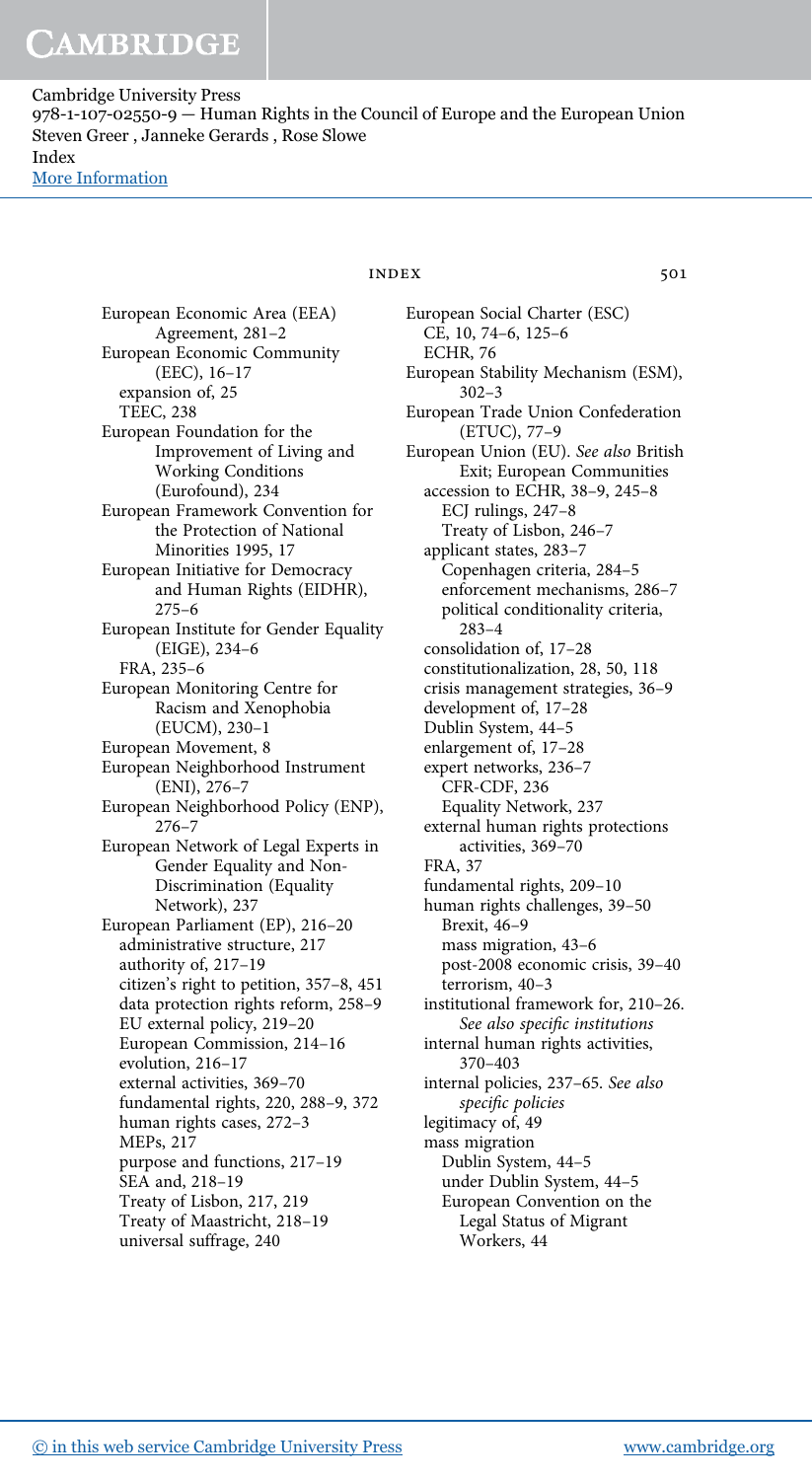European Economic Area (EEA) Agreement, 281–2
European Economic Community (EEC), 16–17
  expansion of, 25
  TEEC, 238
European Foundation for the Improvement of Living and Working Conditions (Eurofound), 234
European Framework Convention for the Protection of National Minorities 1995, 17
European Initiative for Democracy and Human Rights (EIDHR), 275–6
European Institute for Gender Equality (EIGE), 234–6
  FRA, 235–6
European Monitoring Centre for Racism and Xenophobia (EUCM), 230–1
European Movement, 8
European Neighborhood Instrument (ENI), 276–7
European Neighborhood Policy (ENP), 276–7
European Network of Legal Experts in Gender Equality and Non-Discrimination (Equality Network), 237
European Parliament (EP), 216–20
  administrative structure, 217
  authority of, 217–19
  citizen's right to petition, 357–8, 451
  data protection rights reform, 258–9
  EU external policy, 219–20
  European Commission, 214–16
  evolution, 216–17
  external activities, 369–70
  fundamental rights, 220, 288–9, 372
  human rights cases, 272–3
  MEPs, 217
  purpose and functions, 217–19
  SEA and, 218–19
  Treaty of Lisbon, 217, 219
  Treaty of Maastricht, 218–19
  universal suffrage, 240

European Social Charter (ESC)
  CE, 10, 74–6, 125–6
  ECHR, 76
European Stability Mechanism (ESM), 302–3
European Trade Union Confederation (ETUC), 77–9
European Union (EU). *See also* British Exit; European Communities
  accession to ECHR, 38–9, 245–8
    ECJ rulings, 247–8
    Treaty of Lisbon, 246–7
  applicant states, 283–7
    Copenhagen criteria, 284–5
    enforcement mechanisms, 286–7
    political conditionality criteria, 283–4
  consolidation of, 17–28
  constitutionalization, 28, 50, 118
  crisis management strategies, 36–9
  development of, 17–28
  Dublin System, 44–5
  enlargement of, 17–28
  expert networks, 236–7
    CFR-CDF, 236
    Equality Network, 237
  external human rights protections activities, 369–70
  FRA, 37
  fundamental rights, 209–10
  human rights challenges, 39–50
    Brexit, 46–9
    mass migration, 43–6
    post-2008 economic crisis, 39–40
    terrorism, 40–3
  institutional framework for, 210–26. *See also specific institutions*
  internal human rights activities, 370–403
  internal policies, 237–65. *See also specific policies*
  legitimacy of, 49
  mass migration
    Dublin System, 44–5
    under Dublin System, 44–5
    European Convention on the Legal Status of Migrant Workers, 44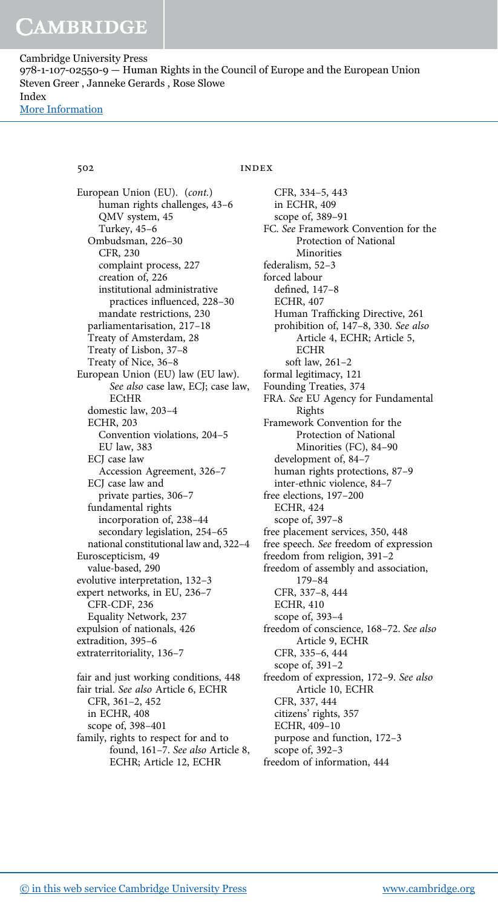European Union (EU). (*cont.*)
- human rights challenges, 43–6
  - QMV system, 45
  - Turkey, 45–6
- Ombudsman, 226–30
  - CFR, 230
  - complaint process, 227
  - creation of, 226
  - institutional administrative practices influenced, 228–30
  - mandate restrictions, 230
- parliamentarisation, 217–18
- Treaty of Amsterdam, 28
- Treaty of Lisbon, 37–8
- Treaty of Nice, 36–8

European Union (EU) law (EU law). *See also* case law, ECJ; case law, ECtHR
- domestic law, 203–4
- ECHR, 203
  - Convention violations, 204–5
  - EU law, 383
- ECJ case law
  - Accession Agreement, 326–7
- ECJ case law and
  - private parties, 306–7
- fundamental rights
  - incorporation of, 238–44
  - secondary legislation, 254–65
- national constitutional law and, 322–4

Euroscepticism, 49
- value-based, 290

evolutive interpretation, 132–3

expert networks, in EU, 236–7
- CFR-CDF, 236
- Equality Network, 237

expulsion of nationals, 426

extradition, 395–6

extraterritoriality, 136–7

fair and just working conditions, 448

fair trial. *See also* Article 6, ECHR
- CFR, 361–2, 452
- in ECHR, 408
- scope of, 398–401

family, rights to respect for and to found, 161–7. *See also* Article 8, ECHR; Article 12, ECHR
- CFR, 334–5, 443
- in ECHR, 409
- scope of, 389–91

FC. *See* Framework Convention for the Protection of National Minorities

federalism, 52–3

forced labour
- defined, 147–8
- ECHR, 407
- Human Trafficking Directive, 261
- prohibition of, 147–8, 330. *See also* Article 4, ECHR; Article 5, ECHR
  - soft law, 261–2

formal legitimacy, 121

Founding Treaties, 374

FRA. *See* EU Agency for Fundamental Rights

Framework Convention for the Protection of National Minorities (FC), 84–90
- development of, 84–7
- human rights protections, 87–9
- inter-ethnic violence, 84–7

free elections, 197–200
- ECHR, 424
- scope of, 397–8

free placement services, 350, 448

free speech. *See* freedom of expression

freedom from religion, 391–2

freedom of assembly and association, 179–84
- CFR, 337–8, 444
- ECHR, 410
- scope of, 393–4

freedom of conscience, 168–72. *See also* Article 9, ECHR
- CFR, 335–6, 444
- scope of, 391–2

freedom of expression, 172–9. *See also* Article 10, ECHR
- CFR, 337, 444
- citizens' rights, 357
- ECHR, 409–10
- purpose and function, 172–3
- scope of, 392–3

freedom of information, 444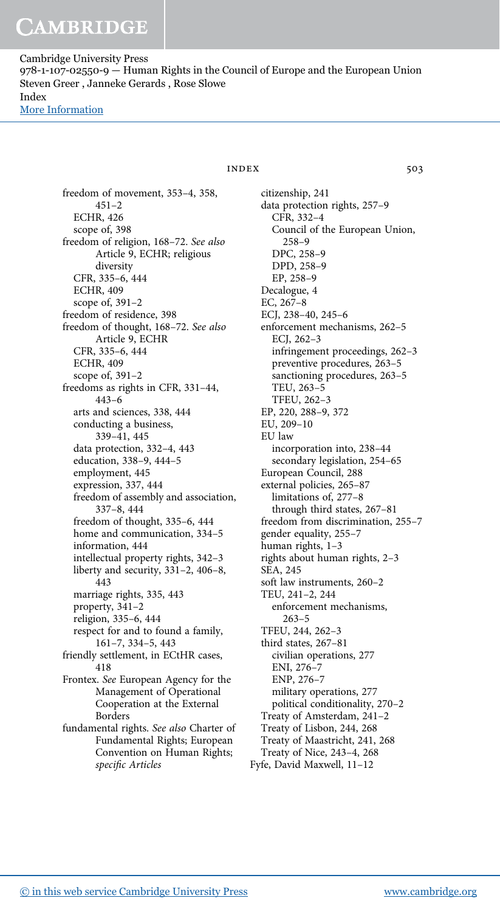freedom of movement, 353–4, 358, 451–2
  - ECHR, 426
  - scope of, 398

freedom of religion, 168–72. *See also* Article 9, ECHR; religious diversity
  - CFR, 335–6, 444
  - ECHR, 409
  - scope of, 391–2

freedom of residence, 398

freedom of thought, 168–72. *See also* Article 9, ECHR
  - CFR, 335–6, 444
  - ECHR, 409
  - scope of, 391–2

freedoms as rights in CFR, 331–44, 443–6
  - arts and sciences, 338, 444
  - conducting a business, 339–41, 445
  - data protection, 332–4, 443
  - education, 338–9, 444–5
  - employment, 445
  - expression, 337, 444
  - freedom of assembly and association, 337–8, 444
  - freedom of thought, 335–6, 444
  - home and communication, 334–5
  - information, 444
  - intellectual property rights, 342–3
  - liberty and security, 331–2, 406–8, 443
  - marriage rights, 335, 443
  - property, 341–2
  - religion, 335–6, 444
  - respect for and to found a family, 161–7, 334–5, 443

friendly settlement, in ECtHR cases, 418

Frontex. *See* European Agency for the Management of Operational Cooperation at the External Borders

fundamental rights. *See also* Charter of Fundamental Rights; European Convention on Human Rights; *specific Articles*
  - citizenship, 241
  - data protection rights, 257–9
    - CFR, 332–4
    - Council of the European Union, 258–9
    - DPC, 258–9
    - DPD, 258–9
    - EP, 258–9
  - Decalogue, 4
  - EC, 267–8
  - ECJ, 238–40, 245–6
  - enforcement mechanisms, 262–5
    - ECJ, 262–3
    - infringement proceedings, 262–3
    - preventive procedures, 263–5
    - sanctioning procedures, 263–5
    - TEU, 263–5
    - TFEU, 262–3
  - EP, 220, 288–9, 372
  - EU, 209–10
  - EU law
    - incorporation into, 238–44
    - secondary legislation, 254–65
  - European Council, 288
  - external policies, 265–87
    - limitations of, 277–8
    - through third states, 267–81
  - freedom from discrimination, 255–7
  - gender equality, 255–7
  - human rights, 1–3
  - rights about human rights, 2–3
  - SEA, 245
  - soft law instruments, 260–2
  - TEU, 241–2, 244
    - enforcement mechanisms, 263–5
  - TFEU, 244, 262–3
  - third states, 267–81
    - civilian operations, 277
    - ENI, 276–7
    - ENP, 276–7
    - military operations, 277
    - political conditionality, 270–2
  - Treaty of Amsterdam, 241–2
  - Treaty of Lisbon, 244, 268
  - Treaty of Maastricht, 241, 268
  - Treaty of Nice, 243–4, 268

Fyfe, David Maxwell, 11–12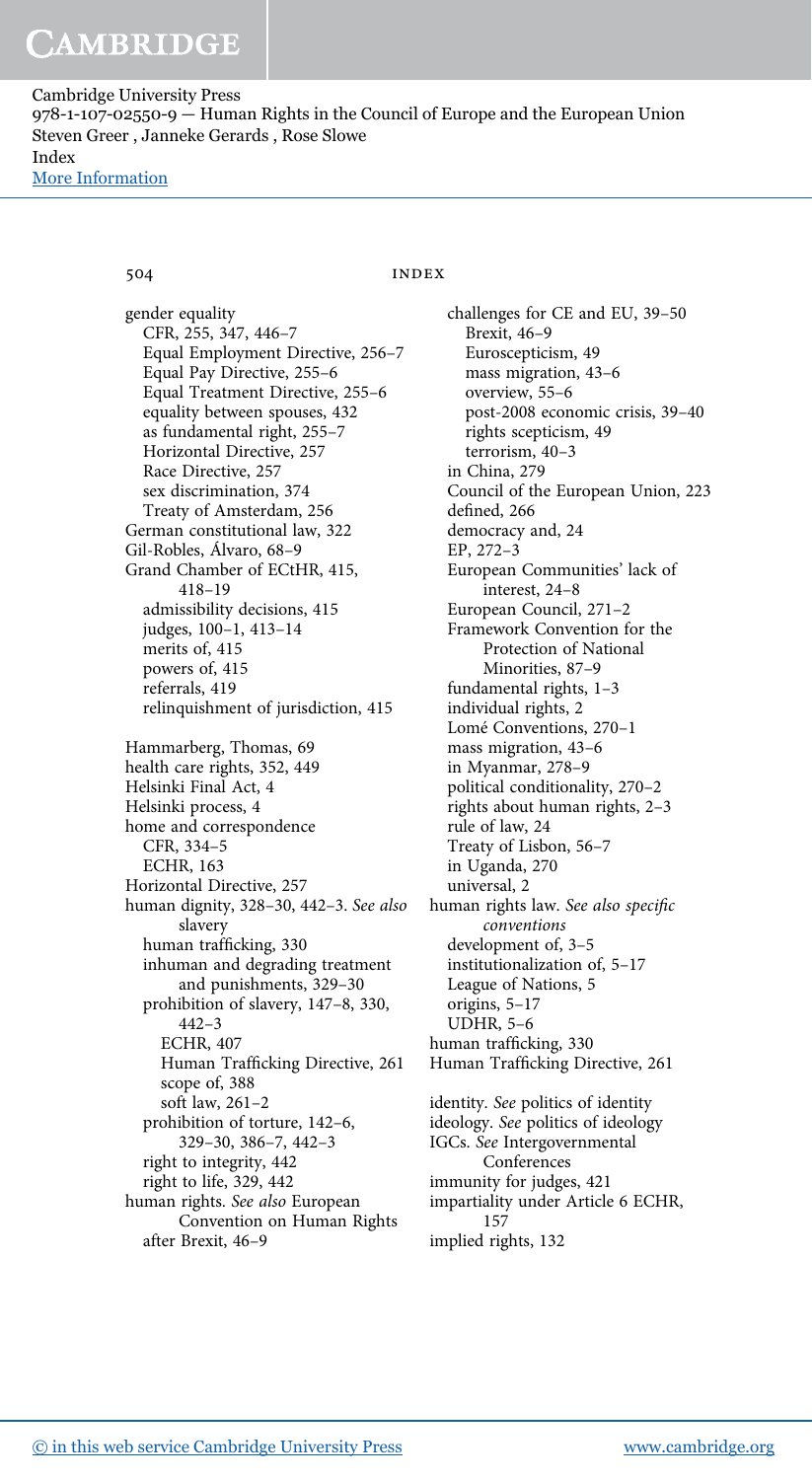gender equality
- CFR, 255, 347, 446–7
- Equal Employment Directive, 256–7
- Equal Pay Directive, 255–6
- Equal Treatment Directive, 255–6
- equality between spouses, 432
- as fundamental right, 255–7
- Horizontal Directive, 257
- Race Directive, 257
- sex discrimination, 374
- Treaty of Amsterdam, 256

German constitutional law, 322

Gil-Robles, Álvaro, 68–9

Grand Chamber of ECtHR, 415, 418–19
- admissibility decisions, 415
- judges, 100–1, 413–14
- merits of, 415
- powers of, 415
- referrals, 419
- relinquishment of jurisdiction, 415

Hammarberg, Thomas, 69

health care rights, 352, 449

Helsinki Final Act, 4

Helsinki process, 4

home and correspondence
- CFR, 334–5
- ECHR, 163

Horizontal Directive, 257

human dignity, 328–30, 442–3. *See also* slavery
- human trafficking, 330
- inhuman and degrading treatment and punishments, 329–30
- prohibition of slavery, 147–8, 330, 442–3
  - ECHR, 407
  - Human Trafficking Directive, 261
  - scope of, 388
  - soft law, 261–2
- prohibition of torture, 142–6, 329–30, 386–7, 442–3
- right to integrity, 442
- right to life, 329, 442

human rights. *See also* European Convention on Human Rights
- after Brexit, 46–9
- challenges for CE and EU, 39–50
  - Brexit, 46–9
  - Euroscepticism, 49
  - mass migration, 43–6
  - overview, 55–6
  - post-2008 economic crisis, 39–40
  - rights scepticism, 49
  - terrorism, 40–3
- in China, 279
- Council of the European Union, 223
- defined, 266
- democracy and, 24
- EP, 272–3
- European Communities' lack of interest, 24–8
- European Council, 271–2
- Framework Convention for the Protection of National Minorities, 87–9
- fundamental rights, 1–3
- individual rights, 2
- Lomé Conventions, 270–1
- mass migration, 43–6
- in Myanmar, 278–9
- political conditionality, 270–2
- rights about human rights, 2–3
- rule of law, 24
- Treaty of Lisbon, 56–7
- in Uganda, 270
- universal, 2

human rights law. *See also specific conventions*
- development of, 3–5
- institutionalization of, 5–17
- League of Nations, 5
- origins, 5–17
- UDHR, 5–6

human trafficking, 330

Human Trafficking Directive, 261

identity. *See* politics of identity

ideology. *See* politics of ideology

IGCs. *See* Intergovernmental Conferences

immunity for judges, 421

impartiality under Article 6 ECHR, 157

implied rights, 132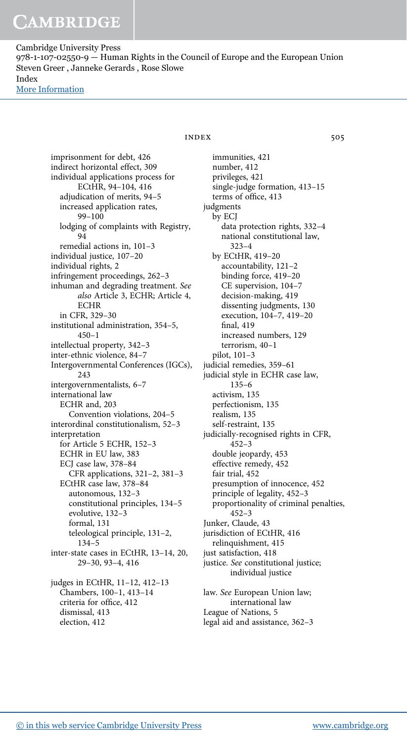imprisonment for debt, 426
indirect horizontal effect, 309
individual applications process for ECtHR, 94–104, 416
  adjudication of merits, 94–5
  increased application rates, 99–100
  lodging of complaints with Registry, 94
  remedial actions in, 101–3
individual justice, 107–20
individual rights, 2
infringement proceedings, 262–3
inhuman and degrading treatment. *See also* Article 3, ECHR; Article 4, ECHR
  in CFR, 329–30
institutional administration, 354–5, 450–1
intellectual property, 342–3
inter-ethnic violence, 84–7
Intergovernmental Conferences (IGCs), 243
intergovernmentalists, 6–7
international law
  ECHR and, 203
    Convention violations, 204–5
interordinal constitutionalism, 52–3
interpretation
  for Article 5 ECHR, 152–3
  ECHR in EU law, 383
  ECJ case law, 378–84
    CFR applications, 321–2, 381–3
  ECtHR case law, 378–84
    autonomous, 132–3
    constitutional principles, 134–5
    evolutive, 132–3
    formal, 131
    teleological principle, 131–2, 134–5
inter-state cases in ECtHR, 13–14, 20, 29–30, 93–4, 416

judges in ECtHR, 11–12, 412–13
  Chambers, 100–1, 413–14
  criteria for office, 412
  dismissal, 413
  election, 412
  immunities, 421
  number, 412
  privileges, 421
  single-judge formation, 413–15
  terms of office, 413
judgments
  by ECJ
    data protection rights, 332–4
    national constitutional law, 323–4
  by ECtHR, 419–20
    accountability, 121–2
    binding force, 419–20
    CE supervision, 104–7
    decision-making, 419
    dissenting judgments, 130
    execution, 104–7, 419–20
    final, 419
    increased numbers, 129
    terrorism, 40–1
  pilot, 101–3
judicial remedies, 359–61
judicial style in ECHR case law, 135–6
  activism, 135
  perfectionism, 135
  realism, 135
  self-restraint, 135
judicially-recognised rights in CFR, 452–3
  double jeopardy, 453
  effective remedy, 452
  fair trial, 452
  presumption of innocence, 452
  principle of legality, 452–3
  proportionality of criminal penalties, 452–3
Junker, Claude, 43
jurisdiction of ECtHR, 416
  relinquishment, 415
just satisfaction, 418
justice. *See* constitutional justice; individual justice

law. *See* European Union law; international law
League of Nations, 5
legal aid and assistance, 362–3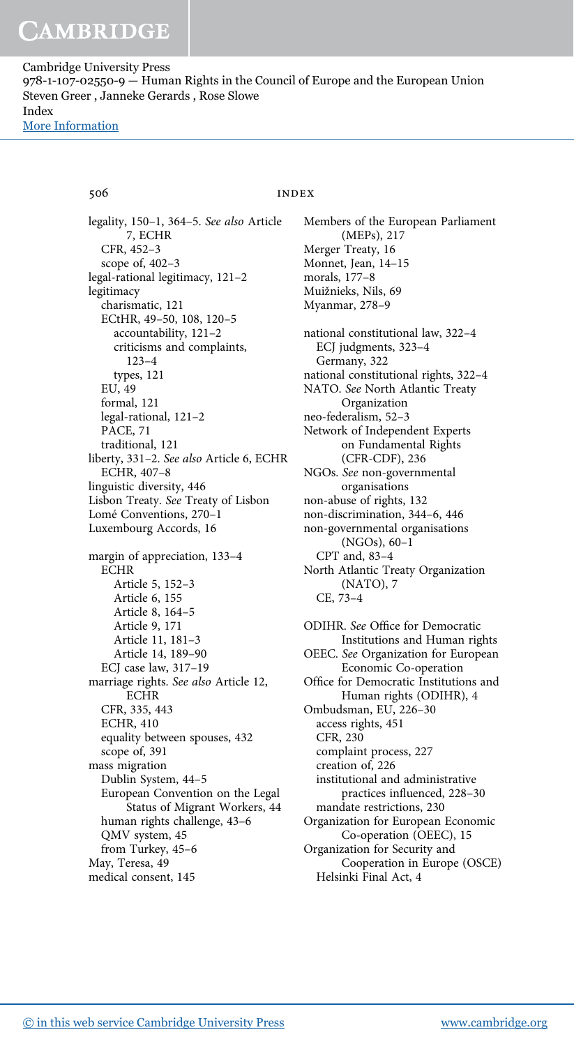legality, 150–1, 364–5. *See also* Article 7, ECHR
  CFR, 452–3
  scope of, 402–3
legal-rational legitimacy, 121–2
legitimacy
  charismatic, 121
  ECtHR, 49–50, 108, 120–5
    accountability, 121–2
    criticisms and complaints, 123–4
    types, 121
  EU, 49
  formal, 121
  legal-rational, 121–2
  PACE, 71
  traditional, 121
liberty, 331–2. *See also* Article 6, ECHR
  ECHR, 407–8
linguistic diversity, 446
Lisbon Treaty. *See* Treaty of Lisbon
Lomé Conventions, 270–1
Luxembourg Accords, 16

margin of appreciation, 133–4
  ECHR
    Article 5, 152–3
    Article 6, 155
    Article 8, 164–5
    Article 9, 171
    Article 11, 181–3
    Article 14, 189–90
  ECJ case law, 317–19
marriage rights. *See also* Article 12, ECHR
  CFR, 335, 443
  ECHR, 410
  equality between spouses, 432
  scope of, 391
mass migration
  Dublin System, 44–5
  European Convention on the Legal Status of Migrant Workers, 44
  human rights challenge, 43–6
  QMV system, 45
  from Turkey, 45–6
May, Teresa, 49
medical consent, 145
Members of the European Parliament (MEPs), 217
Merger Treaty, 16
Monnet, Jean, 14–15
morals, 177–8
Muižnieks, Nils, 69
Myanmar, 278–9

national constitutional law, 322–4
  ECJ judgments, 323–4
  Germany, 322
national constitutional rights, 322–4
NATO. *See* North Atlantic Treaty Organization
neo-federalism, 52–3
Network of Independent Experts on Fundamental Rights (CFR-CDF), 236
NGOs. *See* non-governmental organisations
non-abuse of rights, 132
non-discrimination, 344–6, 446
non-governmental organisations (NGOs), 60–1
  CPT and, 83–4
North Atlantic Treaty Organization (NATO), 7
  CE, 73–4

ODIHR. *See* Office for Democratic Institutions and Human rights
OEEC. *See* Organization for European Economic Co-operation
Office for Democratic Institutions and Human rights (ODIHR), 4
Ombudsman, EU, 226–30
  access rights, 451
  CFR, 230
  complaint process, 227
  creation of, 226
  institutional and administrative practices influenced, 228–30
  mandate restrictions, 230
Organization for European Economic Co-operation (OEEC), 15
Organization for Security and Cooperation in Europe (OSCE)
  Helsinki Final Act, 4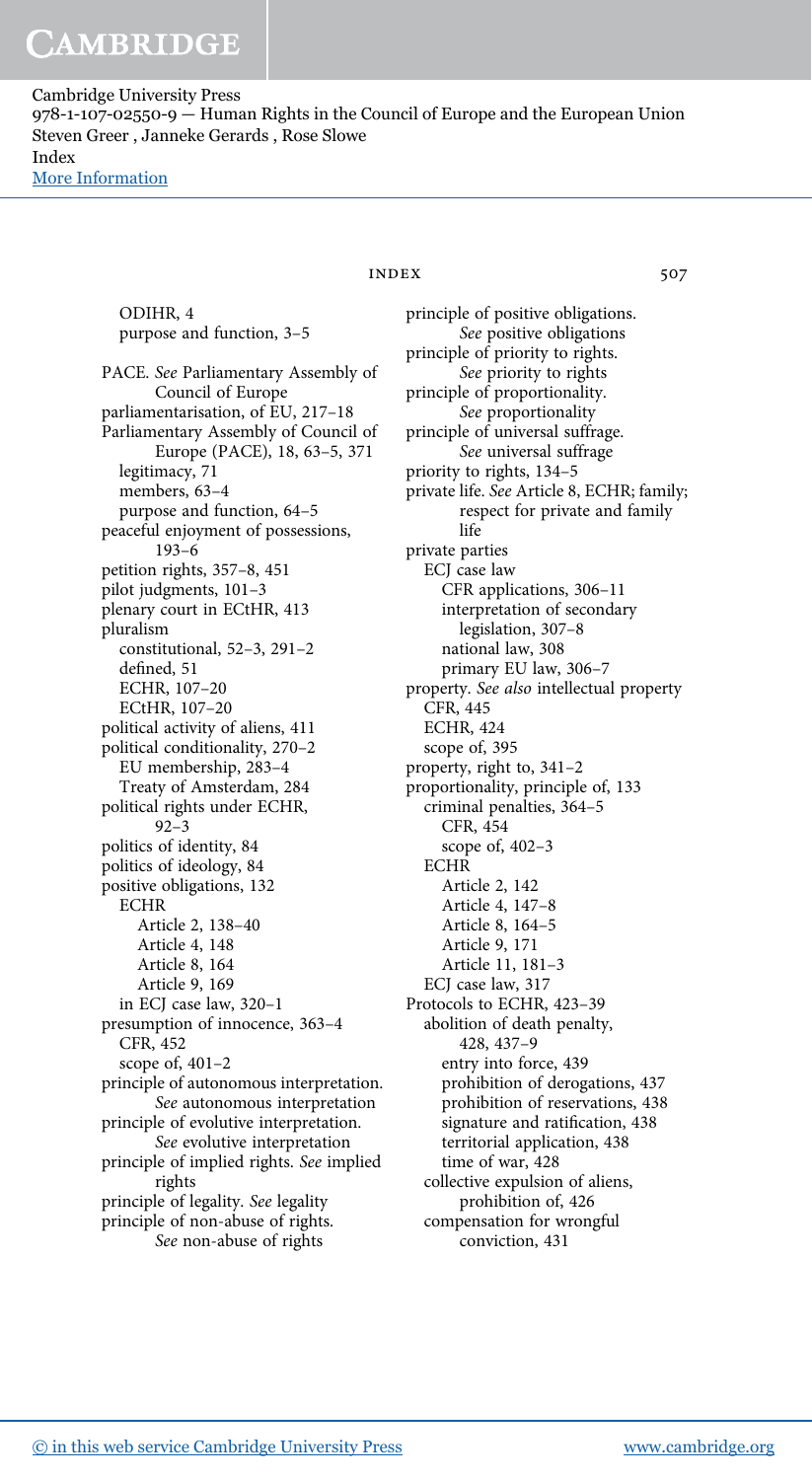ODIHR, 4
purpose and function, 3–5

PACE. *See* Parliamentary Assembly of Council of Europe
parliamentarisation, of EU, 217–18
Parliamentary Assembly of Council of Europe (PACE), 18, 63–5, 371
 legitimacy, 71
 members, 63–4
 purpose and function, 64–5
peaceful enjoyment of possessions, 193–6
petition rights, 357–8, 451
pilot judgments, 101–3
plenary court in ECtHR, 413
pluralism
 constitutional, 52–3, 291–2
 defined, 51
 ECHR, 107–20
 ECtHR, 107–20
political activity of aliens, 411
political conditionality, 270–2
 EU membership, 283–4
 Treaty of Amsterdam, 284
political rights under ECHR, 92–3
politics of identity, 84
politics of ideology, 84
positive obligations, 132
 ECHR
  Article 2, 138–40
  Article 4, 148
  Article 8, 164
  Article 9, 169
 in ECJ case law, 320–1
presumption of innocence, 363–4
 CFR, 452
 scope of, 401–2
principle of autonomous interpretation. *See* autonomous interpretation
principle of evolutive interpretation. *See* evolutive interpretation
principle of implied rights. *See* implied rights
principle of legality. *See* legality
principle of non-abuse of rights. *See* non-abuse of rights
principle of positive obligations. *See* positive obligations
principle of priority to rights. *See* priority to rights
principle of proportionality. *See* proportionality
principle of universal suffrage. *See* universal suffrage
priority to rights, 134–5
private life. *See* Article 8, ECHR; family; respect for private and family life
private parties
 ECJ case law
  CFR applications, 306–11
  interpretation of secondary legislation, 307–8
  national law, 308
  primary EU law, 306–7
property. *See also* intellectual property
 CFR, 445
 ECHR, 424
 scope of, 395
property, right to, 341–2
proportionality, principle of, 133
 criminal penalties, 364–5
 CFR, 454
 scope of, 402–3
 ECHR
  Article 2, 142
  Article 4, 147–8
  Article 8, 164–5
  Article 9, 171
  Article 11, 181–3
 ECJ case law, 317
Protocols to ECHR, 423–39
 abolition of death penalty, 428, 437–9
  entry into force, 439
  prohibition of derogations, 437
  prohibition of reservations, 438
  signature and ratification, 438
  territorial application, 438
  time of war, 428
 collective expulsion of aliens, prohibition of, 426
 compensation for wrongful conviction, 431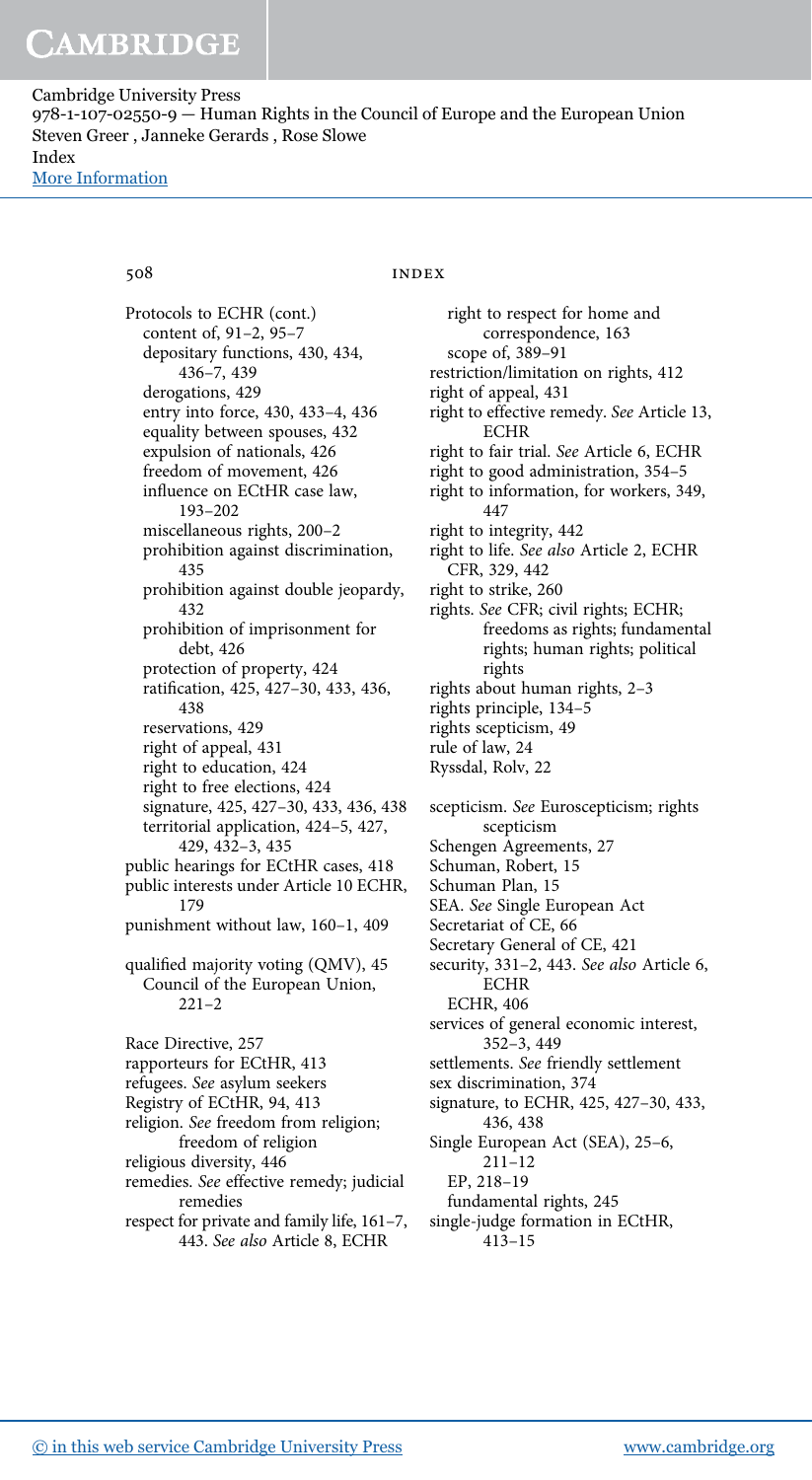Protocols to ECHR (cont.)
  content of, 91–2, 95–7
  depositary functions, 430, 434, 436–7, 439
  derogations, 429
  entry into force, 430, 433–4, 436
  equality between spouses, 432
  expulsion of nationals, 426
  freedom of movement, 426
  influence on ECtHR case law, 193–202
  miscellaneous rights, 200–2
  prohibition against discrimination, 435
  prohibition against double jeopardy, 432
  prohibition of imprisonment for debt, 426
  protection of property, 424
  ratification, 425, 427–30, 433, 436, 438
  reservations, 429
  right of appeal, 431
  right to education, 424
  right to free elections, 424
  signature, 425, 427–30, 433, 436, 438
  territorial application, 424–5, 427, 429, 432–3, 435
public hearings for ECtHR cases, 418
public interests under Article 10 ECHR, 179
punishment without law, 160–1, 409

qualified majority voting (QMV), 45
  Council of the European Union, 221–2

Race Directive, 257
rapporteurs for ECtHR, 413
refugees. *See* asylum seekers
Registry of ECtHR, 94, 413
religion. *See* freedom from religion; freedom of religion
religious diversity, 446
remedies. *See* effective remedy; judicial remedies
respect for private and family life, 161–7, 443. *See also* Article 8, ECHR
  right to respect for home and correspondence, 163
  scope of, 389–91
restriction/limitation on rights, 412
right of appeal, 431
right to effective remedy. *See* Article 13, ECHR
right to fair trial. *See* Article 6, ECHR
right to good administration, 354–5
right to information, for workers, 349, 447
right to integrity, 442
right to life. *See also* Article 2, ECHR
  CFR, 329, 442
right to strike, 260
rights. *See* CFR; civil rights; ECHR; freedoms as rights; fundamental rights; human rights; political rights
rights about human rights, 2–3
rights principle, 134–5
rights scepticism, 49
rule of law, 24
Ryssdal, Rolv, 22

scepticism. *See* Euroscepticism; rights scepticism
Schengen Agreements, 27
Schuman, Robert, 15
Schuman Plan, 15
SEA. *See* Single European Act
Secretariat of CE, 66
Secretary General of CE, 421
security, 331–2, 443. *See also* Article 6, ECHR
  ECHR, 406
services of general economic interest, 352–3, 449
settlements. *See* friendly settlement
sex discrimination, 374
signature, to ECHR, 425, 427–30, 433, 436, 438
Single European Act (SEA), 25–6, 211–12
  EP, 218–19
  fundamental rights, 245
single-judge formation in ECtHR, 413–15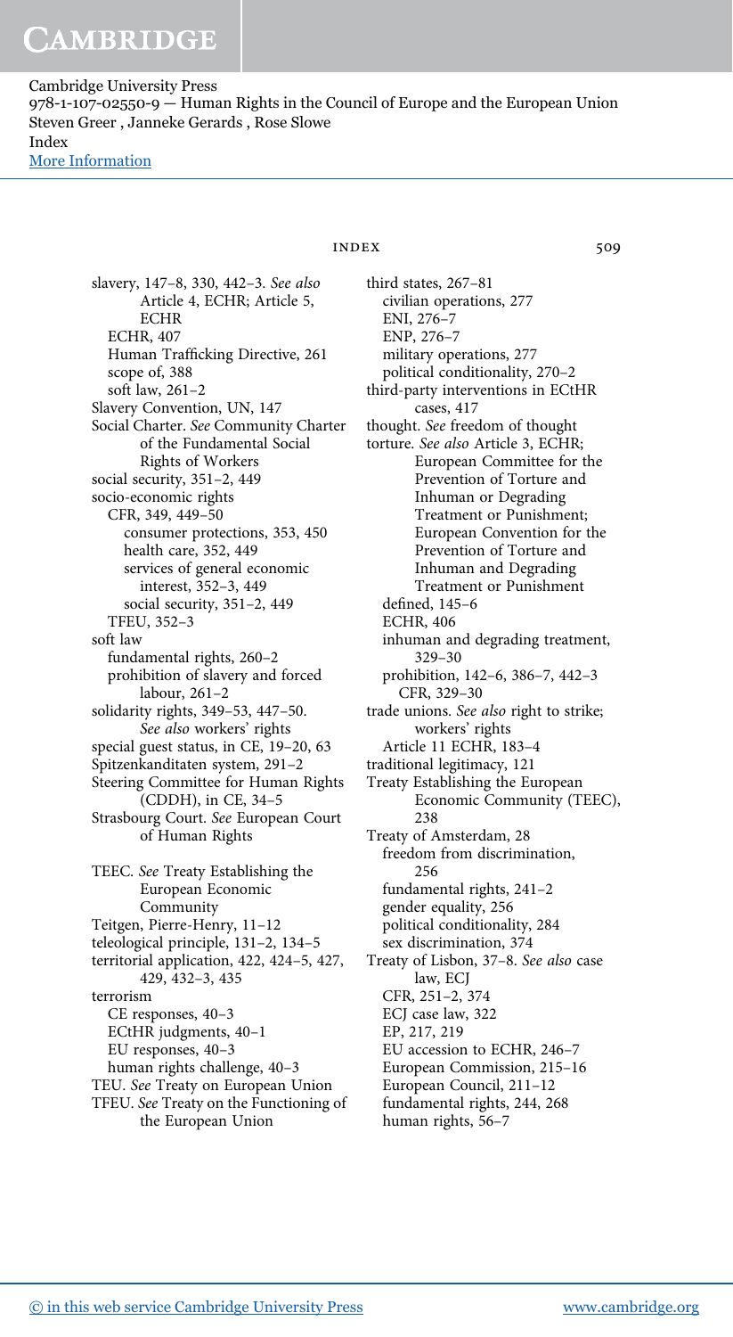slavery, 147–8, 330, 442–3. *See also* Article 4, ECHR; Article 5, ECHR
- ECHR, 407
- Human Trafficking Directive, 261
- scope of, 388
- soft law, 261–2

Slavery Convention, UN, 147

Social Charter. *See* Community Charter of the Fundamental Social Rights of Workers

social security, 351–2, 449

socio-economic rights
- CFR, 349, 449–50
  - consumer protections, 353, 450
  - health care, 352, 449
  - services of general economic interest, 352–3, 449
  - social security, 351–2, 449
- TFEU, 352–3

soft law
- fundamental rights, 260–2
- prohibition of slavery and forced labour, 261–2

solidarity rights, 349–53, 447–50. *See also* workers' rights

special guest status, in CE, 19–20, 63

Spitzenkanditaten system, 291–2

Steering Committee for Human Rights (CDDH), in CE, 34–5

Strasbourg Court. *See* European Court of Human Rights

TEEC. *See* Treaty Establishing the European Economic Community

Teitgen, Pierre-Henry, 11–12

teleological principle, 131–2, 134–5

territorial application, 422, 424–5, 427, 429, 432–3, 435

terrorism
- CE responses, 40–3
- ECtHR judgments, 40–1
- EU responses, 40–3
- human rights challenge, 40–3

TEU. *See* Treaty on European Union

TFEU. *See* Treaty on the Functioning of the European Union

third states, 267–81
- civilian operations, 277
- ENI, 276–7
- ENP, 276–7
- military operations, 277
- political conditionality, 270–2

third-party interventions in ECtHR cases, 417

thought. *See* freedom of thought

torture. *See also* Article 3, ECHR; European Committee for the Prevention of Torture and Inhuman or Degrading Treatment or Punishment; European Convention for the Prevention of Torture and Inhuman and Degrading Treatment or Punishment
- defined, 145–6
- ECHR, 406
- inhuman and degrading treatment, 329–30
- prohibition, 142–6, 386–7, 442–3
  - CFR, 329–30

trade unions. *See also* right to strike; workers' rights
- Article 11 ECHR, 183–4

traditional legitimacy, 121

Treaty Establishing the European Economic Community (TEEC), 238

Treaty of Amsterdam, 28
- freedom from discrimination, 256
- fundamental rights, 241–2
- gender equality, 256
- political conditionality, 284
- sex discrimination, 374

Treaty of Lisbon, 37–8. *See also* case law, ECJ
- CFR, 251–2, 374
- ECJ case law, 322
- EP, 217, 219
- EU accession to ECHR, 246–7
- European Commission, 215–16
- European Council, 211–12
- fundamental rights, 244, 268
- human rights, 56–7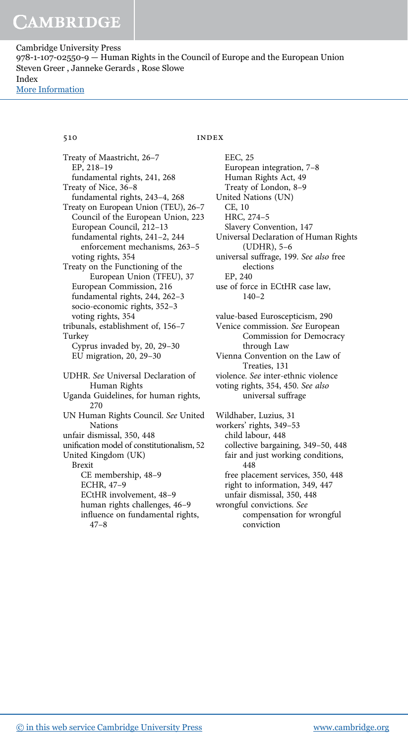Treaty of Maastricht, 26–7
  EP, 218–19
  fundamental rights, 241, 268
Treaty of Nice, 36–8
  fundamental rights, 243–4, 268
Treaty on European Union (TEU), 26–7
  Council of the European Union, 223
  European Council, 212–13
  fundamental rights, 241–2, 244
    enforcement mechanisms, 263–5
  voting rights, 354
Treaty on the Functioning of the European Union (TFEU), 37
  European Commission, 216
  fundamental rights, 244, 262–3
  socio-economic rights, 352–3
  voting rights, 354
tribunals, establishment of, 156–7
Turkey
  Cyprus invaded by, 20, 29–30
  EU migration, 20, 29–30

UDHR. *See* Universal Declaration of Human Rights
Uganda Guidelines, for human rights, 270
UN Human Rights Council. *See* United Nations
unfair dismissal, 350, 448
unification model of constitutionalism, 52
United Kingdom (UK)
  Brexit
    CE membership, 48–9
    ECHR, 47–9
    ECtHR involvement, 48–9
    human rights challenges, 46–9
    influence on fundamental rights, 47–8
  EEC, 25
  European integration, 7–8
  Human Rights Act, 49
  Treaty of London, 8–9
United Nations (UN)
  CE, 10
  HRC, 274–5
  Slavery Convention, 147
Universal Declaration of Human Rights (UDHR), 5–6
universal suffrage, 199. *See also* free elections
  EP, 240
use of force in ECtHR case law, 140–2

value-based Euroscepticism, 290
Venice commission. *See* European Commission for Democracy through Law
Vienna Convention on the Law of Treaties, 131
violence. *See* inter-ethnic violence
voting rights, 354, 450. *See also* universal suffrage

Wildhaber, Luzius, 31
workers' rights, 349–53
  child labour, 448
  collective bargaining, 349–50, 448
  fair and just working conditions, 448
  free placement services, 350, 448
  right to information, 349, 447
  unfair dismissal, 350, 448
wrongful convictions. *See* compensation for wrongful conviction